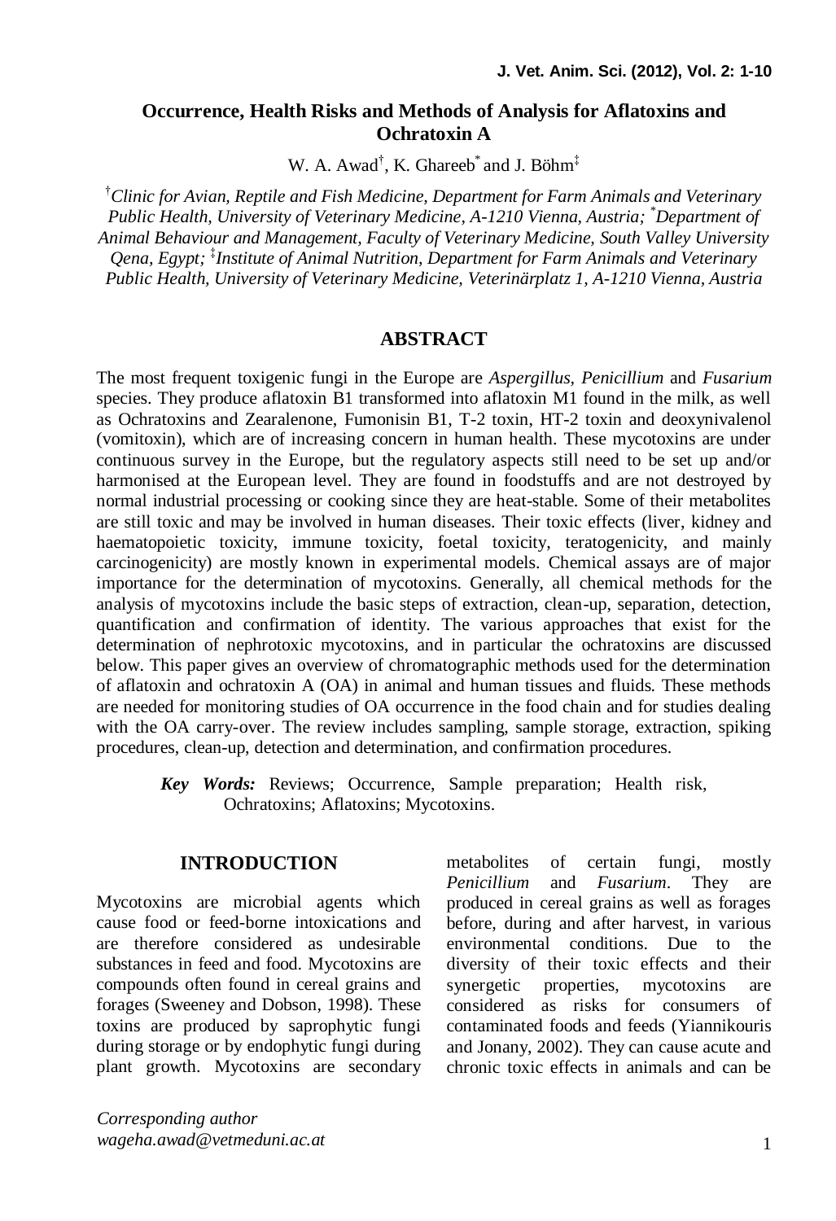# Occurrence, Health Risks and Methods of Analysis for Aflatoxins and Ochratoxin A

W. A. Awad[†], K. Ghareeb[*] and J. Böhm[‡]

[†]*Clinic for Avian, Reptile and Fish Medicine, Department for Farm Animals and Veterinary Public Health, University of Veterinary Medicine, A-1210 Vienna, Austria;* [*]*Department of Animal Behaviour and Management, Faculty of Veterinary Medicine, South Valley University Qena, Egypt;* [‡]*Institute of Animal Nutrition, Department for Farm Animals and Veterinary Public Health, University of Veterinary Medicine, Veterinärplatz 1, A-1210 Vienna, Austria*

## ABSTRACT

The most frequent toxigenic fungi in the Europe are *Aspergillus, Penicillium* and *Fusarium* species. They produce aflatoxin B1 transformed into aflatoxin M1 found in the milk, as well as Ochratoxins and Zearalenone, Fumonisin B1, T-2 toxin, HT-2 toxin and deoxynivalenol (vomitoxin), which are of increasing concern in human health. These mycotoxins are under continuous survey in the Europe, but the regulatory aspects still need to be set up and/or harmonised at the European level. They are found in foodstuffs and are not destroyed by normal industrial processing or cooking since they are heat-stable. Some of their metabolites are still toxic and may be involved in human diseases. Their toxic effects (liver, kidney and haematopoietic toxicity, immune toxicity, foetal toxicity, teratogenicity, and mainly carcinogenicity) are mostly known in experimental models. Chemical assays are of major importance for the determination of mycotoxins. Generally, all chemical methods for the analysis of mycotoxins include the basic steps of extraction, clean-up, separation, detection, quantification and confirmation of identity. The various approaches that exist for the determination of nephrotoxic mycotoxins, and in particular the ochratoxins are discussed below. This paper gives an overview of chromatographic methods used for the determination of aflatoxin and ochratoxin A (OA) in animal and human tissues and fluids. These methods are needed for monitoring studies of OA occurrence in the food chain and for studies dealing with the OA carry-over. The review includes sampling, sample storage, extraction, spiking procedures, clean-up, detection and determination, and confirmation procedures.

***Key Words:*** Reviews; Occurrence, Sample preparation; Health risk, Ochratoxins; Aflatoxins; Mycotoxins.

## INTRODUCTION

Mycotoxins are microbial agents which cause food or feed-borne intoxications and are therefore considered as undesirable substances in feed and food. Mycotoxins are compounds often found in cereal grains and forages (Sweeney and Dobson, 1998). These toxins are produced by saprophytic fungi during storage or by endophytic fungi during plant growth. Mycotoxins are secondary metabolites of certain fungi, mostly *Penicillium* and *Fusarium*. They are produced in cereal grains as well as forages before, during and after harvest, in various environmental conditions. Due to the diversity of their toxic effects and their synergetic properties, mycotoxins are considered as risks for consumers of contaminated foods and feeds (Yiannikouris and Jonany, 2002). They can cause acute and chronic toxic effects in animals and can be

*Corresponding author*
*wageha.awad@vetmeduni.ac.at*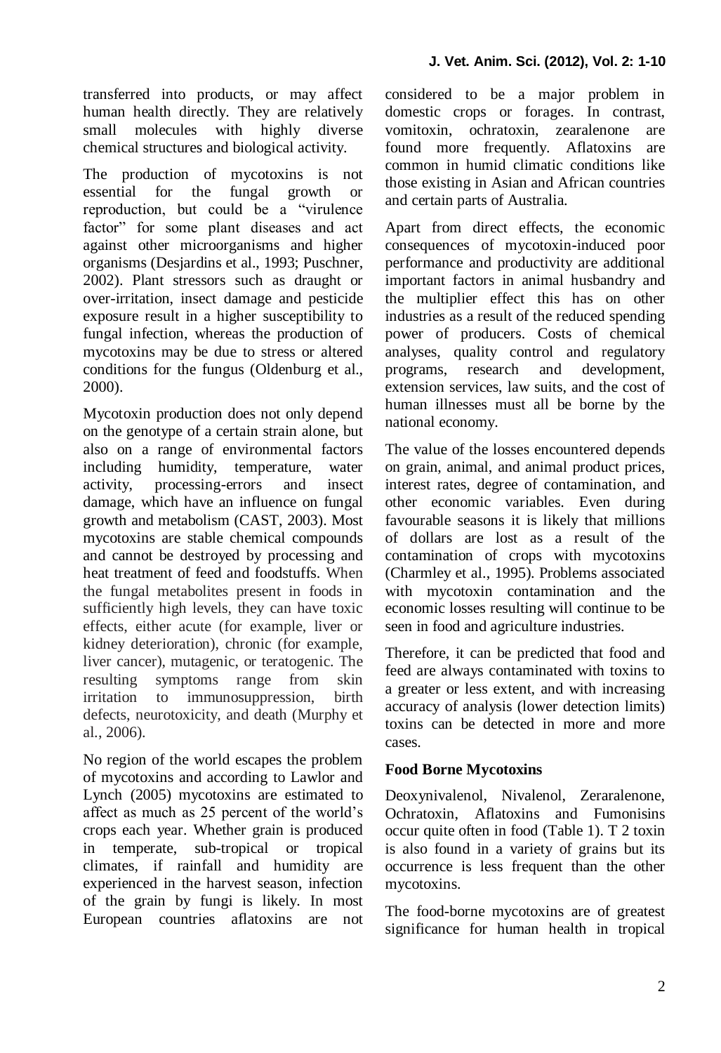transferred into products, or may affect human health directly. They are relatively small molecules with highly diverse chemical structures and biological activity.

The production of mycotoxins is not essential for the fungal growth or reproduction, but could be a "virulence factor" for some plant diseases and act against other microorganisms and higher organisms (Desjardins et al., 1993; Puschner, 2002). Plant stressors such as draught or over-irritation, insect damage and pesticide exposure result in a higher susceptibility to fungal infection, whereas the production of mycotoxins may be due to stress or altered conditions for the fungus (Oldenburg et al., 2000).

Mycotoxin production does not only depend on the genotype of a certain strain alone, but also on a range of environmental factors including humidity, temperature, water activity, processing-errors and insect damage, which have an influence on fungal growth and metabolism (CAST, 2003). Most mycotoxins are stable chemical compounds and cannot be destroyed by processing and heat treatment of feed and foodstuffs. When the fungal metabolites present in foods in sufficiently high levels, they can have toxic effects, either acute (for example, liver or kidney deterioration), chronic (for example, liver cancer), mutagenic, or teratogenic. The resulting symptoms range from skin irritation to immunosuppression, birth defects, neurotoxicity, and death (Murphy et al., 2006).

No region of the world escapes the problem of mycotoxins and according to Lawlor and Lynch (2005) mycotoxins are estimated to affect as much as 25 percent of the world's crops each year. Whether grain is produced in temperate, sub-tropical or tropical climates, if rainfall and humidity are experienced in the harvest season, infection of the grain by fungi is likely. In most European countries aflatoxins are not considered to be a major problem in domestic crops or forages. In contrast, vomitoxin, ochratoxin, zearalenone are found more frequently. Aflatoxins are common in humid climatic conditions like those existing in Asian and African countries and certain parts of Australia.

Apart from direct effects, the economic consequences of mycotoxin-induced poor performance and productivity are additional important factors in animal husbandry and the multiplier effect this has on other industries as a result of the reduced spending power of producers. Costs of chemical analyses, quality control and regulatory programs, research and development, extension services, law suits, and the cost of human illnesses must all be borne by the national economy.

The value of the losses encountered depends on grain, animal, and animal product prices, interest rates, degree of contamination, and other economic variables. Even during favourable seasons it is likely that millions of dollars are lost as a result of the contamination of crops with mycotoxins (Charmley et al., 1995). Problems associated with mycotoxin contamination and the economic losses resulting will continue to be seen in food and agriculture industries.

Therefore, it can be predicted that food and feed are always contaminated with toxins to a greater or less extent, and with increasing accuracy of analysis (lower detection limits) toxins can be detected in more and more cases.

## Food Borne Mycotoxins

Deoxynivalenol, Nivalenol, Zeraralenone, Ochratoxin, Aflatoxins and Fumonisins occur quite often in food (Table 1). T 2 toxin is also found in a variety of grains but its occurrence is less frequent than the other mycotoxins.

The food-borne mycotoxins are of greatest significance for human health in tropical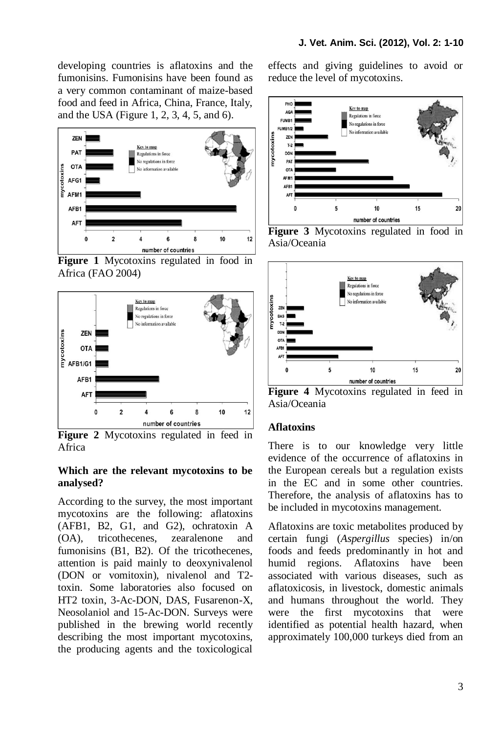developing countries is aflatoxins and the fumonisins. Fumonisins have been found as a very common contaminant of maize-based food and feed in Africa, China, France, Italy, and the USA (Figure 1, 2, 3, 4, 5, and 6).

**Figure 1** Mycotoxins regulated in food in Africa (FAO 2004)

**Figure 2** Mycotoxins regulated in feed in Africa

### Which are the relevant mycotoxins to be analysed?

According to the survey, the most important mycotoxins are the following: aflatoxins (AFB1, B2, G1, and G2), ochratoxin A (OA), tricothecenes, zearalenone and fumonisins (B1, B2). Of the tricothecenes, attention is paid mainly to deoxynivalenol (DON or vomitoxin), nivalenol and T2-toxin. Some laboratories also focused on HT2 toxin, 3-Ac-DON, DAS, Fusarenon-X, Neosolaniol and 15-Ac-DON. Surveys were published in the brewing world recently describing the most important mycotoxins, the producing agents and the toxicological effects and giving guidelines to avoid or reduce the level of mycotoxins.

**Figure 3** Mycotoxins regulated in food in Asia/Oceania

**Figure 4** Mycotoxins regulated in feed in Asia/Oceania

### Aflatoxins

There is to our knowledge very little evidence of the occurrence of aflatoxins in the European cereals but a regulation exists in the EC and in some other countries. Therefore, the analysis of aflatoxins has to be included in mycotoxins management.

Aflatoxins are toxic metabolites produced by certain fungi (*Aspergillus* species) in/on foods and feeds predominantly in hot and humid regions. Aflatoxins have been associated with various diseases, such as aflatoxicosis, in livestock, domestic animals and humans throughout the world. They were the first mycotoxins that were identified as potential health hazard, when approximately 100,000 turkeys died from an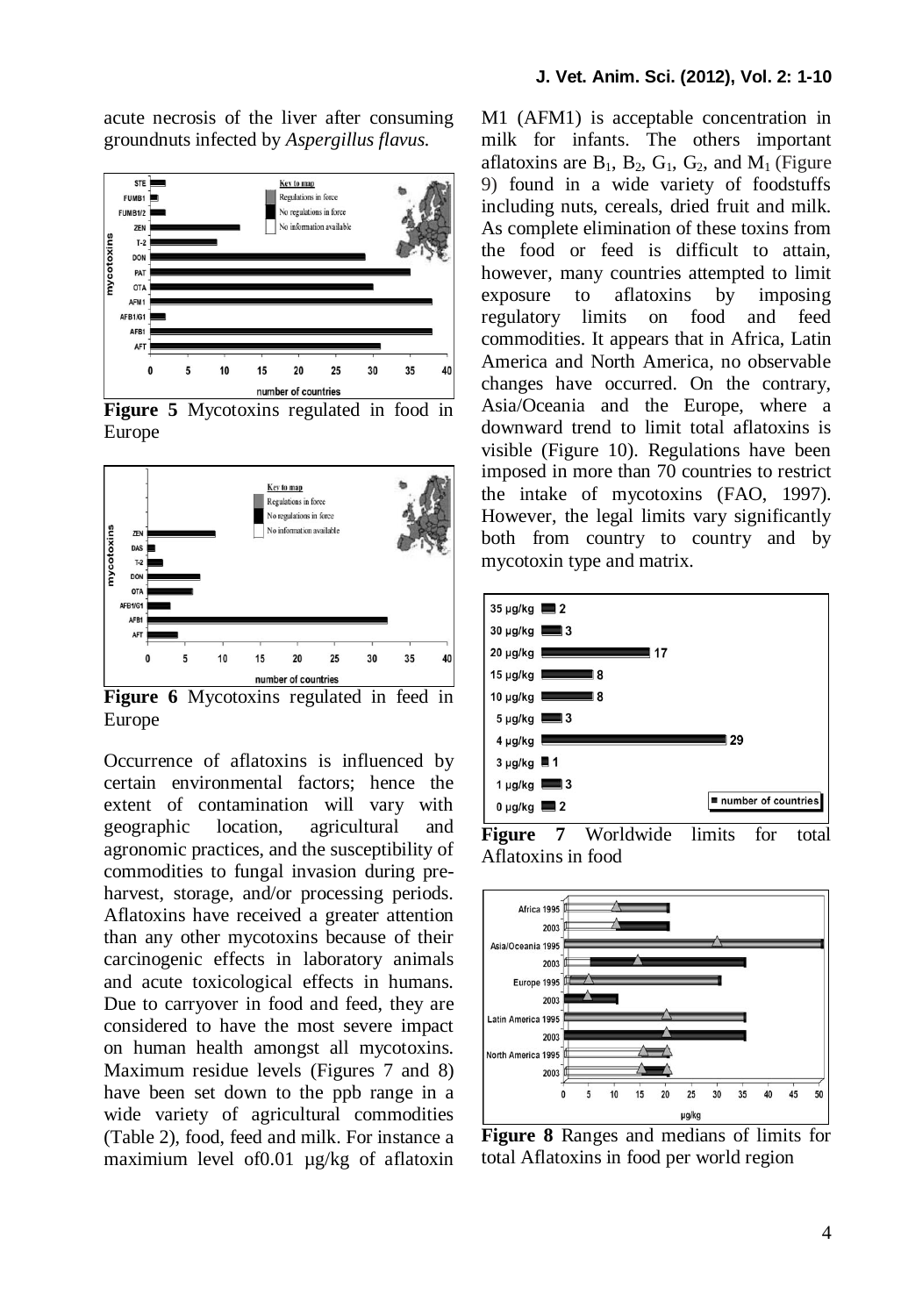acute necrosis of the liver after consuming groundnuts infected by *Aspergillus flavus*.

**Figure 5** Mycotoxins regulated in food in Europe

**Figure 6** Mycotoxins regulated in feed in Europe

Occurrence of aflatoxins is influenced by certain environmental factors; hence the extent of contamination will vary with geographic location, agricultural and agronomic practices, and the susceptibility of commodities to fungal invasion during pre-harvest, storage, and/or processing periods. Aflatoxins have received a greater attention than any other mycotoxins because of their carcinogenic effects in laboratory animals and acute toxicological effects in humans. Due to carryover in food and feed, they are considered to have the most severe impact on human health amongst all mycotoxins. Maximum residue levels (Figures 7 and 8) have been set down to the ppb range in a wide variety of agricultural commodities (Table 2), food, feed and milk. For instance a maximium level of0.01 µg/kg of aflatoxin M1 (AFM1) is acceptable concentration in milk for infants. The others important aflatoxins are $B_1$, $B_2$, $G_1$, $G_2$, and $M_1$ (Figure 9) found in a wide variety of foodstuffs including nuts, cereals, dried fruit and milk. As complete elimination of these toxins from the food or feed is difficult to attain, however, many countries attempted to limit exposure to aflatoxins by imposing regulatory limits on food and feed commodities. It appears that in Africa, Latin America and North America, no observable changes have occurred. On the contrary, Asia/Oceania and the Europe, where a downward trend to limit total aflatoxins is visible (Figure 10). Regulations have been imposed in more than 70 countries to restrict the intake of mycotoxins (FAO, 1997). However, the legal limits vary significantly both from country to country and by mycotoxin type and matrix.

**Figure 7** Worldwide limits for total Aflatoxins in food

**Figure 8** Ranges and medians of limits for total Aflatoxins in food per world region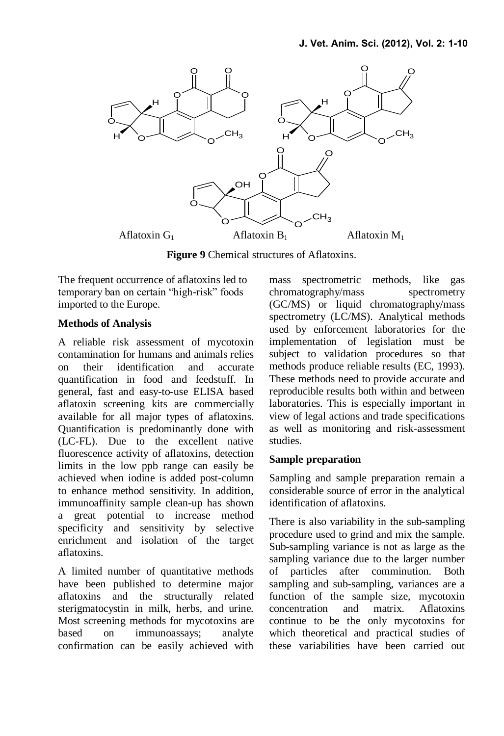Aflatoxin $G_1$ Aflatoxin $B_1$ Aflatoxin $M_1$

**Figure 9** Chemical structures of Aflatoxins.

The frequent occurrence of aflatoxins led to temporary ban on certain "high-risk" foods imported to the Europe.

### Methods of Analysis

A reliable risk assessment of mycotoxin contamination for humans and animals relies on their identification and accurate quantification in food and feedstuff. In general, fast and easy-to-use ELISA based aflatoxin screening kits are commercially available for all major types of aflatoxins. Quantification is predominantly done with (LC-FL). Due to the excellent native fluorescence activity of aflatoxins, detection limits in the low ppb range can easily be achieved when iodine is added post-column to enhance method sensitivity. In addition, immunoaffinity sample clean-up has shown a great potential to increase method specificity and sensitivity by selective enrichment and isolation of the target aflatoxins.

A limited number of quantitative methods have been published to determine major aflatoxins and the structurally related sterigmatocystin in milk, herbs, and urine. Most screening methods for mycotoxins are based on immunoassays; analyte confirmation can be easily achieved with mass spectrometric methods, like gas chromatography/mass spectrometry (GC/MS) or liquid chromatography/mass spectrometry (LC/MS). Analytical methods used by enforcement laboratories for the implementation of legislation must be subject to validation procedures so that methods produce reliable results (EC, 1993). These methods need to provide accurate and reproducible results both within and between laboratories. This is especially important in view of legal actions and trade specifications as well as monitoring and risk-assessment studies.

### Sample preparation

Sampling and sample preparation remain a considerable source of error in the analytical identification of aflatoxins.

There is also variability in the sub-sampling procedure used to grind and mix the sample. Sub-sampling variance is not as large as the sampling variance due to the larger number of particles after comminution. Both sampling and sub-sampling, variances are a function of the sample size, mycotoxin concentration and matrix. Aflatoxins continue to be the only mycotoxins for which theoretical and practical studies of these variabilities have been carried out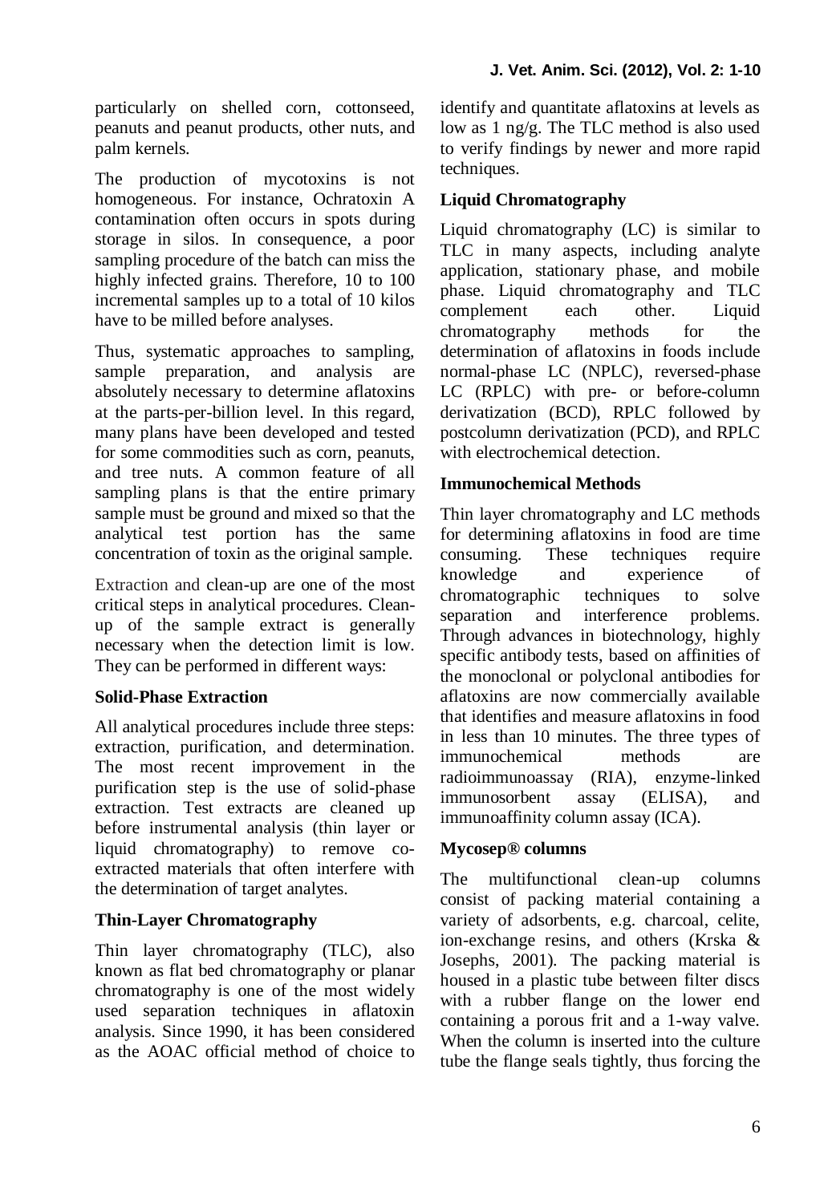particularly on shelled corn, cottonseed, peanuts and peanut products, other nuts, and palm kernels.

The production of mycotoxins is not homogeneous. For instance, Ochratoxin A contamination often occurs in spots during storage in silos. In consequence, a poor sampling procedure of the batch can miss the highly infected grains. Therefore, 10 to 100 incremental samples up to a total of 10 kilos have to be milled before analyses.

Thus, systematic approaches to sampling, sample preparation, and analysis are absolutely necessary to determine aflatoxins at the parts-per-billion level. In this regard, many plans have been developed and tested for some commodities such as corn, peanuts, and tree nuts. A common feature of all sampling plans is that the entire primary sample must be ground and mixed so that the analytical test portion has the same concentration of toxin as the original sample.

Extraction and clean-up are one of the most critical steps in analytical procedures. Clean-up of the sample extract is generally necessary when the detection limit is low. They can be performed in different ways:

**Solid-Phase Extraction**

All analytical procedures include three steps: extraction, purification, and determination. The most recent improvement in the purification step is the use of solid-phase extraction. Test extracts are cleaned up before instrumental analysis (thin layer or liquid chromatography) to remove co-extracted materials that often interfere with the determination of target analytes.

**Thin-Layer Chromatography**

Thin layer chromatography (TLC), also known as flat bed chromatography or planar chromatography is one of the most widely used separation techniques in aflatoxin analysis. Since 1990, it has been considered as the AOAC official method of choice to identify and quantitate aflatoxins at levels as low as 1 ng/g. The TLC method is also used to verify findings by newer and more rapid techniques.

**Liquid Chromatography**

Liquid chromatography (LC) is similar to TLC in many aspects, including analyte application, stationary phase, and mobile phase. Liquid chromatography and TLC complement each other. Liquid chromatography methods for the determination of aflatoxins in foods include normal-phase LC (NPLC), reversed-phase LC (RPLC) with pre- or before-column derivatization (BCD), RPLC followed by postcolumn derivatization (PCD), and RPLC with electrochemical detection.

**Immunochemical Methods**

Thin layer chromatography and LC methods for determining aflatoxins in food are time consuming. These techniques require knowledge and experience of chromatographic techniques to solve separation and interference problems. Through advances in biotechnology, highly specific antibody tests, based on affinities of the monoclonal or polyclonal antibodies for aflatoxins are now commercially available that identifies and measure aflatoxins in food in less than 10 minutes. The three types of immunochemical methods are radioimmunoassay (RIA), enzyme-linked immunosorbent assay (ELISA), and immunoaffinity column assay (ICA).

**Mycosep® columns**

The multifunctional clean-up columns consist of packing material containing a variety of adsorbents, e.g. charcoal, celite, ion-exchange resins, and others (Krska & Josephs, 2001). The packing material is housed in a plastic tube between filter discs with a rubber flange on the lower end containing a porous frit and a 1-way valve. When the column is inserted into the culture tube the flange seals tightly, thus forcing the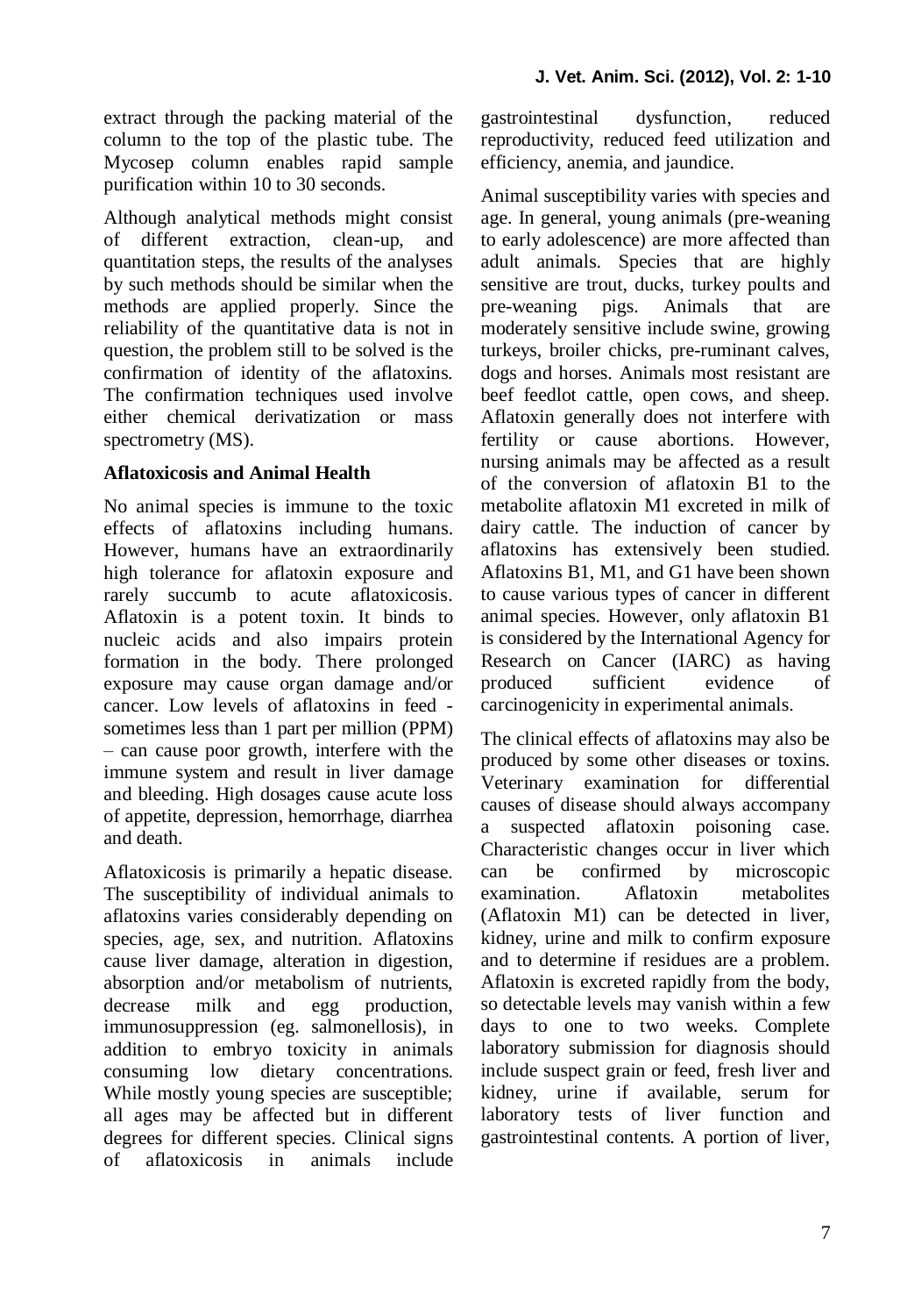extract through the packing material of the column to the top of the plastic tube. The Mycosep column enables rapid sample purification within 10 to 30 seconds.

Although analytical methods might consist of different extraction, clean-up, and quantitation steps, the results of the analyses by such methods should be similar when the methods are applied properly. Since the reliability of the quantitative data is not in question, the problem still to be solved is the confirmation of identity of the aflatoxins. The confirmation techniques used involve either chemical derivatization or mass spectrometry (MS).

**Aflatoxicosis and Animal Health**

No animal species is immune to the toxic effects of aflatoxins including humans. However, humans have an extraordinarily high tolerance for aflatoxin exposure and rarely succumb to acute aflatoxicosis. Aflatoxin is a potent toxin. It binds to nucleic acids and also impairs protein formation in the body. There prolonged exposure may cause organ damage and/or cancer. Low levels of aflatoxins in feed - sometimes less than 1 part per million (PPM) – can cause poor growth, interfere with the immune system and result in liver damage and bleeding. High dosages cause acute loss of appetite, depression, hemorrhage, diarrhea and death.

Aflatoxicosis is primarily a hepatic disease. The susceptibility of individual animals to aflatoxins varies considerably depending on species, age, sex, and nutrition. Aflatoxins cause liver damage, alteration in digestion, absorption and/or metabolism of nutrients, decrease milk and egg production, immunosuppression (eg. salmonellosis), in addition to embryo toxicity in animals consuming low dietary concentrations. While mostly young species are susceptible; all ages may be affected but in different degrees for different species. Clinical signs of aflatoxicosis in animals include gastrointestinal dysfunction, reduced reproductivity, reduced feed utilization and efficiency, anemia, and jaundice.

Animal susceptibility varies with species and age. In general, young animals (pre-weaning to early adolescence) are more affected than adult animals. Species that are highly sensitive are trout, ducks, turkey poults and pre-weaning pigs. Animals that are moderately sensitive include swine, growing turkeys, broiler chicks, pre-ruminant calves, dogs and horses. Animals most resistant are beef feedlot cattle, open cows, and sheep. Aflatoxin generally does not interfere with fertility or cause abortions. However, nursing animals may be affected as a result of the conversion of aflatoxin B1 to the metabolite aflatoxin M1 excreted in milk of dairy cattle. The induction of cancer by aflatoxins has extensively been studied. Aflatoxins B1, M1, and G1 have been shown to cause various types of cancer in different animal species. However, only aflatoxin B1 is considered by the International Agency for Research on Cancer (IARC) as having produced sufficient evidence of carcinogenicity in experimental animals.

The clinical effects of aflatoxins may also be produced by some other diseases or toxins. Veterinary examination for differential causes of disease should always accompany a suspected aflatoxin poisoning case. Characteristic changes occur in liver which can be confirmed by microscopic examination. Aflatoxin metabolites (Aflatoxin M1) can be detected in liver, kidney, urine and milk to confirm exposure and to determine if residues are a problem. Aflatoxin is excreted rapidly from the body, so detectable levels may vanish within a few days to one to two weeks. Complete laboratory submission for diagnosis should include suspect grain or feed, fresh liver and kidney, urine if available, serum for laboratory tests of liver function and gastrointestinal contents. A portion of liver,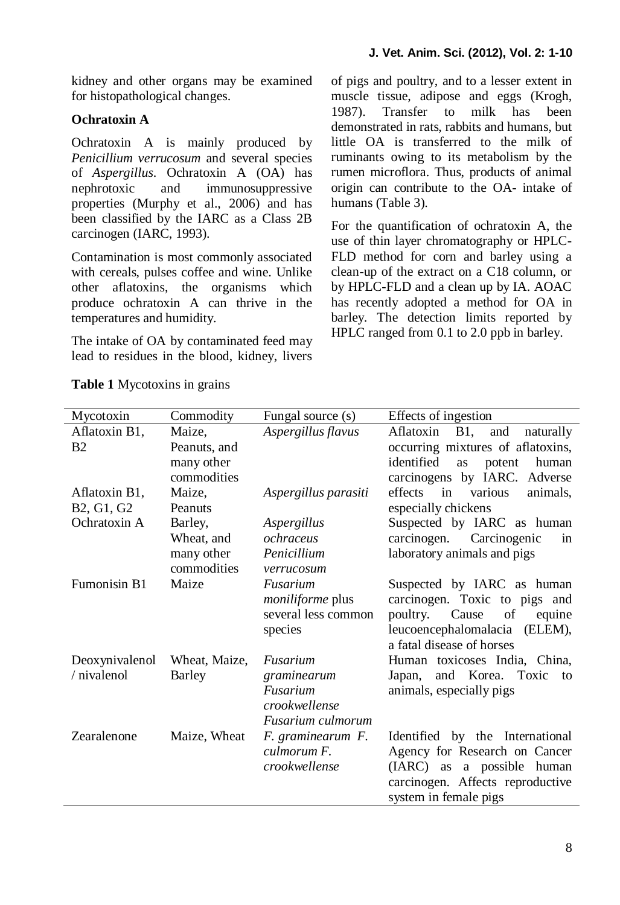kidney and other organs may be examined for histopathological changes.

**Ochratoxin A**

Ochratoxin A is mainly produced by *Penicillium verrucosum* and several species of *Aspergillus*. Ochratoxin A (OA) has nephrotoxic and immunosuppressive properties (Murphy et al., 2006) and has been classified by the IARC as a Class 2B carcinogen (IARC, 1993).

Contamination is most commonly associated with cereals, pulses coffee and wine. Unlike other aflatoxins, the organisms which produce ochratoxin A can thrive in the temperatures and humidity.

The intake of OA by contaminated feed may lead to residues in the blood, kidney, livers of pigs and poultry, and to a lesser extent in muscle tissue, adipose and eggs (Krogh, 1987). Transfer to milk has been demonstrated in rats, rabbits and humans, but little OA is transferred to the milk of ruminants owing to its metabolism by the rumen microflora. Thus, products of animal origin can contribute to the OA- intake of humans (Table 3).

For the quantification of ochratoxin A, the use of thin layer chromatography or HPLC-FLD method for corn and barley using a clean-up of the extract on a C18 column, or by HPLC-FLD and a clean up by IA. AOAC has recently adopted a method for OA in barley. The detection limits reported by HPLC ranged from 0.1 to 2.0 ppb in barley.

**Table 1** Mycotoxins in grains

| Mycotoxin | Commodity | Fungal source (s) | Effects of ingestion |
|---|---|---|---|
| Aflatoxin B1, B2 | Maize, Peanuts, and many other commodities | *Aspergillus flavus* | Aflatoxin B1, and naturally occurring mixtures of aflatoxins, identified as potent human carcinogens by IARC. Adverse effects in various animals, especially chickens |
| Aflatoxin B1, B2, G1, G2 | Maize, Peanuts | *Aspergillus parasiti* | |
| Ochratoxin A | Barley, Wheat, and many other commodities | *Aspergillus ochraceus* *Penicillium verrucosum* | Suspected by IARC as human carcinogen. Carcinogenic in laboratory animals and pigs |
| Fumonisin B1 | Maize | *Fusarium moniliforme* plus several less common species | Suspected by IARC as human carcinogen. Toxic to pigs and poultry. Cause of equine leucoencephalomalacia (ELEM), a fatal disease of horses |
| Deoxynivalenol / nivalenol | Wheat, Maize, Barley | *Fusarium graminearum* *Fusarium crookwellense* *Fusarium culmorum* | Human toxicoses India, China, Japan, and Korea. Toxic to animals, especially pigs |
| Zearalenone | Maize, Wheat | *F. graminearum F. culmorum F. crookwellense* | Identified by the International Agency for Research on Cancer (IARC) as a possible human carcinogen. Affects reproductive system in female pigs |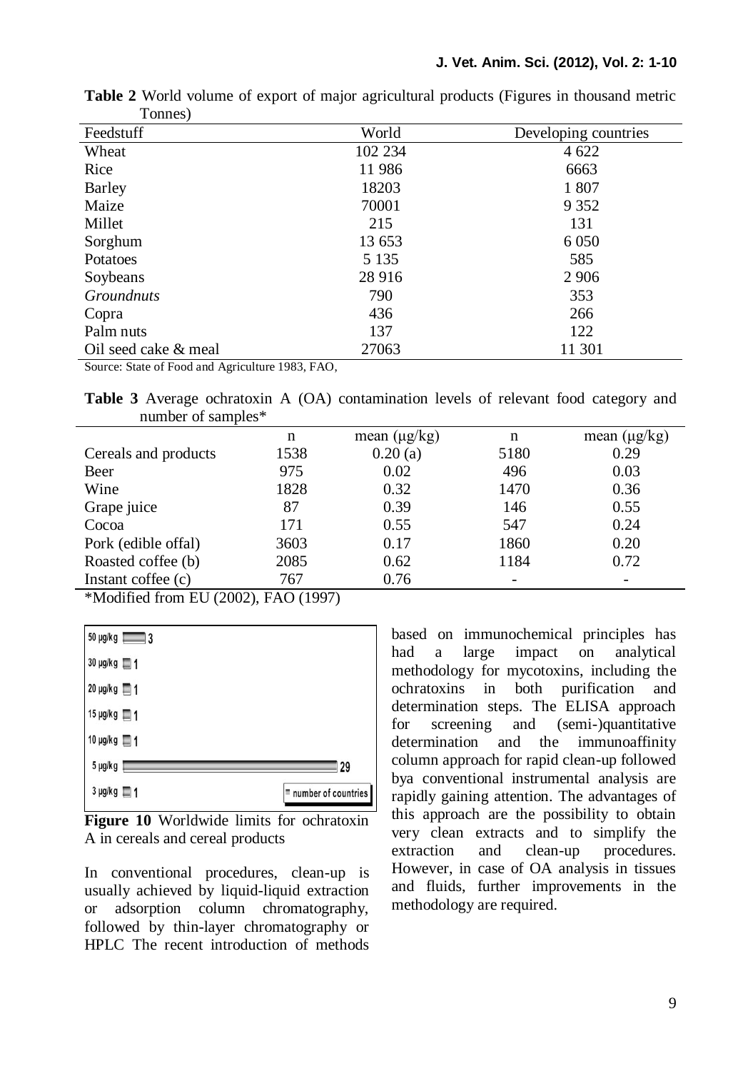**Table 2** World volume of export of major agricultural products (Figures in thousand metric Tonnes)

| Feedstuff | World | Developing countries |
|---|---|---|
| Wheat | 102 234 | 4 622 |
| Rice | 11 986 | 6663 |
| Barley | 18203 | 1 807 |
| Maize | 70001 | 9 352 |
| Millet | 215 | 131 |
| Sorghum | 13 653 | 6 050 |
| Potatoes | 5 135 | 585 |
| Soybeans | 28 916 | 2 906 |
| *Groundnuts* | 790 | 353 |
| Copra | 436 | 266 |
| Palm nuts | 137 | 122 |
| Oil seed cake & meal | 27063 | 11 301 |

Source: State of Food and Agriculture 1983, FAO,

**Table 3** Average ochratoxin A (OA) contamination levels of relevant food category and number of samples*

| | n | mean (µg/kg) | n | mean (µg/kg) |
|---|---|---|---|---|
| Cereals and products | 1538 | 0.20 (a) | 5180 | 0.29 |
| Beer | 975 | 0.02 | 496 | 0.03 |
| Wine | 1828 | 0.32 | 1470 | 0.36 |
| Grape juice | 87 | 0.39 | 146 | 0.55 |
| Cocoa | 171 | 0.55 | 547 | 0.24 |
| Pork (edible offal) | 3603 | 0.17 | 1860 | 0.20 |
| Roasted coffee (b) | 2085 | 0.62 | 1184 | 0.72 |
| Instant coffee (c) | 767 | 0.76 | - | - |

*Modified from EU (2002), FAO (1997)

**Figure 10** Worldwide limits for ochratoxin A in cereals and cereal products

In conventional procedures, clean-up is usually achieved by liquid-liquid extraction or adsorption column chromatography, followed by thin-layer chromatography or HPLC The recent introduction of methods based on immunochemical principles has had a large impact on analytical methodology for mycotoxins, including the ochratoxins in both purification and determination steps. The ELISA approach for screening and (semi-)quantitative determination and the immunoaffinity column approach for rapid clean-up followed bya conventional instrumental analysis are rapidly gaining attention. The advantages of this approach are the possibility to obtain very clean extracts and to simplify the extraction and clean-up procedures. However, in case of OA analysis in tissues and fluids, further improvements in the methodology are required.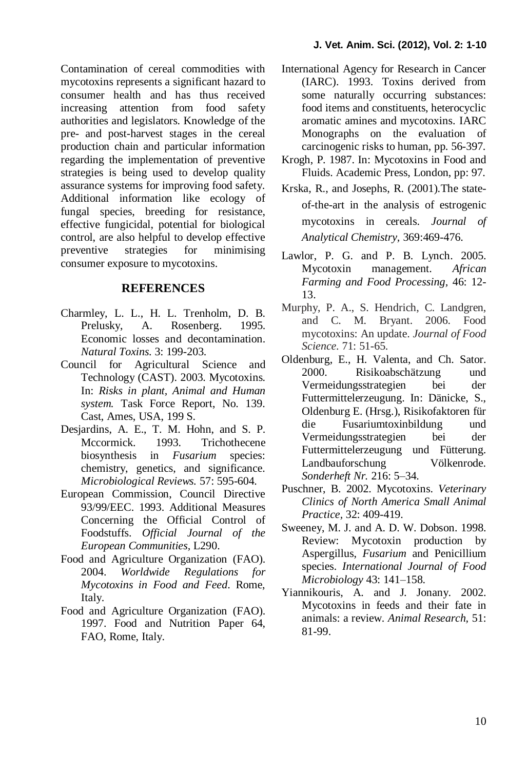Contamination of cereal commodities with mycotoxins represents a significant hazard to consumer health and has thus received increasing attention from food safety authorities and legislators. Knowledge of the pre- and post-harvest stages in the cereal production chain and particular information regarding the implementation of preventive strategies is being used to develop quality assurance systems for improving food safety. Additional information like ecology of fungal species, breeding for resistance, effective fungicidal, potential for biological control, are also helpful to develop effective preventive strategies for minimising consumer exposure to mycotoxins.

## REFERENCES

Charmley, L. L., H. L. Trenholm, D. B. Prelusky, A. Rosenberg. 1995. Economic losses and decontamination. *Natural Toxins.* 3: 199-203.

Council for Agricultural Science and Technology (CAST). 2003. Mycotoxins. In: *Risks in plant, Animal and Human system.* Task Force Report, No. 139. Cast, Ames, USA, 199 S.

Desjardins, A. E., T. M. Hohn, and S. P. Mccormick. 1993. Trichothecene biosynthesis in *Fusarium* species: chemistry, genetics, and significance. *Microbiological Reviews.* 57: 595-604.

European Commission, Council Directive 93/99/EEC. 1993. Additional Measures Concerning the Official Control of Foodstuffs. *Official Journal of the European Communities*, L290.

Food and Agriculture Organization (FAO). 2004. *Worldwide Regulations for Mycotoxins in Food and Feed*. Rome, Italy.

Food and Agriculture Organization (FAO). 1997. Food and Nutrition Paper 64, FAO, Rome, Italy.

International Agency for Research in Cancer (IARC). 1993. Toxins derived from some naturally occurring substances: food items and constituents, heterocyclic aromatic amines and mycotoxins. IARC Monographs on the evaluation of carcinogenic risks to human, pp. 56-397.

Krogh, P. 1987. In: Mycotoxins in Food and Fluids. Academic Press, London, pp: 97.

Krska, R., and Josephs, R. (2001).The state-of-the-art in the analysis of estrogenic mycotoxins in cereals. *Journal of Analytical Chemistry*, 369:469-476.

Lawlor, P. G. and P. B. Lynch. 2005. Mycotoxin management. *African Farming and Food Processing*, 46: 12-13.

Murphy, P. A., S. Hendrich, C. Landgren, and C. M. Bryant. 2006. Food mycotoxins: An update. *Journal of Food Science*. 71: 51-65.

Oldenburg, E., H. Valenta, and Ch. Sator. 2000. Risikoabschätzung und Vermeidungsstrategien bei der Futtermittelerzeugung. In: Dänicke, S., Oldenburg E. (Hrsg.), Risikofaktoren für die Fusariumtoxinbildung und Vermeidungsstrategien bei der Futtermittelerzeugung und Fütterung. Landbauforschung Völkenrode. *Sonderheft Nr.* 216: 5–34.

Puschner, B. 2002. Mycotoxins. *Veterinary Clinics of North America Small Animal Practice*, 32: 409-419.

Sweeney, M. J. and A. D. W. Dobson. 1998. Review: Mycotoxin production by Aspergillus, *Fusarium* and Penicillium species. *International Journal of Food Microbiology* 43: 141–158.

Yiannikouris, A. and J. Jonany. 2002. Mycotoxins in feeds and their fate in animals: a review. *Animal Research*, 51: 81-99.